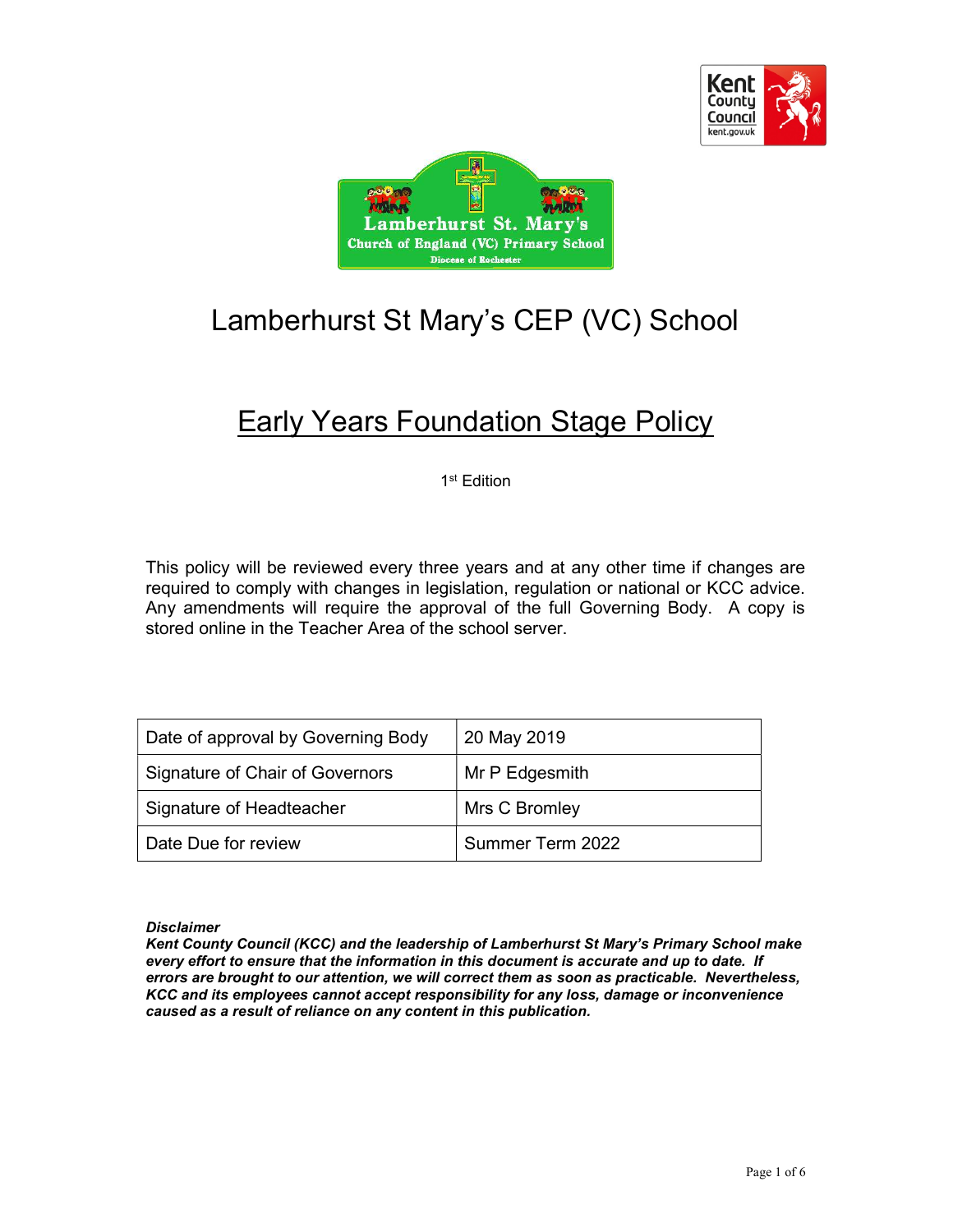# Lamberhurst St Mary's CEP (VC) School

## Early Years Foundation Stage Policy

1st Edition

This policy will be reviewed every three years and at any other time if changes are required to comply with changes in legislation, regulation or national or KCC advice. Any amendments will require the approval of the full Governing Body. A copy is stored online in the Teacher Area of the school server.

| Date of approval by Governing Body | 20 May 2019 |
| --- | --- |
| Signature of Chair of Governors | Mr P Edgesmith |
| Signature of Headteacher | Mrs C Bromley |
| Date Due for review | Summer Term 2022 |

***Disclaimer***
***Kent County Council (KCC) and the leadership of Lamberhurst St Mary's Primary School make every effort to ensure that the information in this document is accurate and up to date. If errors are brought to our attention, we will correct them as soon as practicable. Nevertheless, KCC and its employees cannot accept responsibility for any loss, damage or inconvenience caused as a result of reliance on any content in this publication.***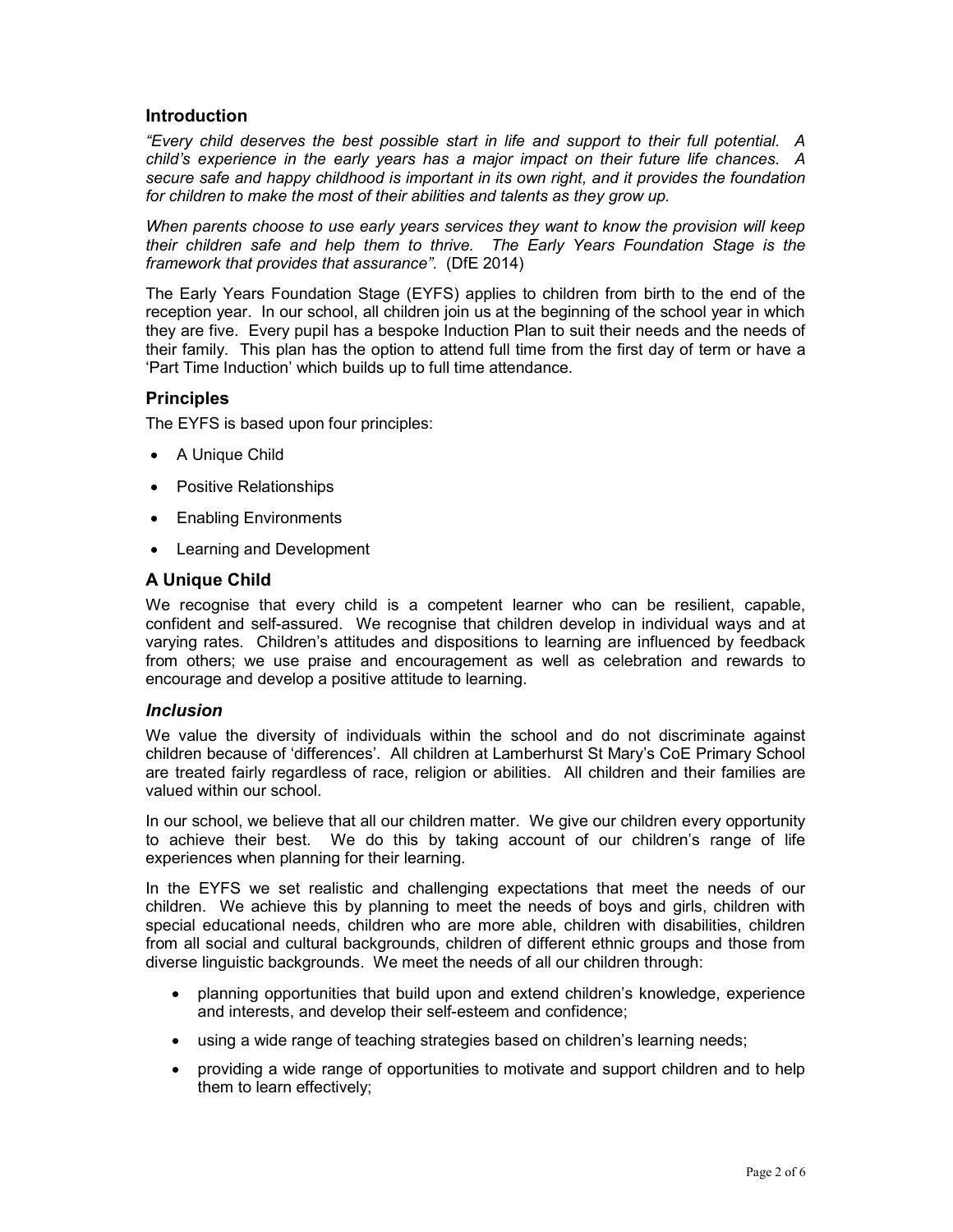## Introduction

*"Every child deserves the best possible start in life and support to their full potential. A child's experience in the early years has a major impact on their future life chances. A secure safe and happy childhood is important in its own right, and it provides the foundation for children to make the most of their abilities and talents as they grow up.*

*When parents choose to use early years services they want to know the provision will keep their children safe and help them to thrive. The Early Years Foundation Stage is the framework that provides that assurance".* (DfE 2014)

The Early Years Foundation Stage (EYFS) applies to children from birth to the end of the reception year. In our school, all children join us at the beginning of the school year in which they are five. Every pupil has a bespoke Induction Plan to suit their needs and the needs of their family. This plan has the option to attend full time from the first day of term or have a 'Part Time Induction' which builds up to full time attendance.

## Principles

The EYFS is based upon four principles:

- A Unique Child
- Positive Relationships
- Enabling Environments
- Learning and Development

## A Unique Child

We recognise that every child is a competent learner who can be resilient, capable, confident and self-assured. We recognise that children develop in individual ways and at varying rates. Children's attitudes and dispositions to learning are influenced by feedback from others; we use praise and encouragement as well as celebration and rewards to encourage and develop a positive attitude to learning.

### *Inclusion*

We value the diversity of individuals within the school and do not discriminate against children because of 'differences'. All children at Lamberhurst St Mary's CoE Primary School are treated fairly regardless of race, religion or abilities. All children and their families are valued within our school.

In our school, we believe that all our children matter. We give our children every opportunity to achieve their best. We do this by taking account of our children's range of life experiences when planning for their learning.

In the EYFS we set realistic and challenging expectations that meet the needs of our children. We achieve this by planning to meet the needs of boys and girls, children with special educational needs, children who are more able, children with disabilities, children from all social and cultural backgrounds, children of different ethnic groups and those from diverse linguistic backgrounds. We meet the needs of all our children through:

- planning opportunities that build upon and extend children's knowledge, experience and interests, and develop their self-esteem and confidence;
- using a wide range of teaching strategies based on children's learning needs;
- providing a wide range of opportunities to motivate and support children and to help them to learn effectively;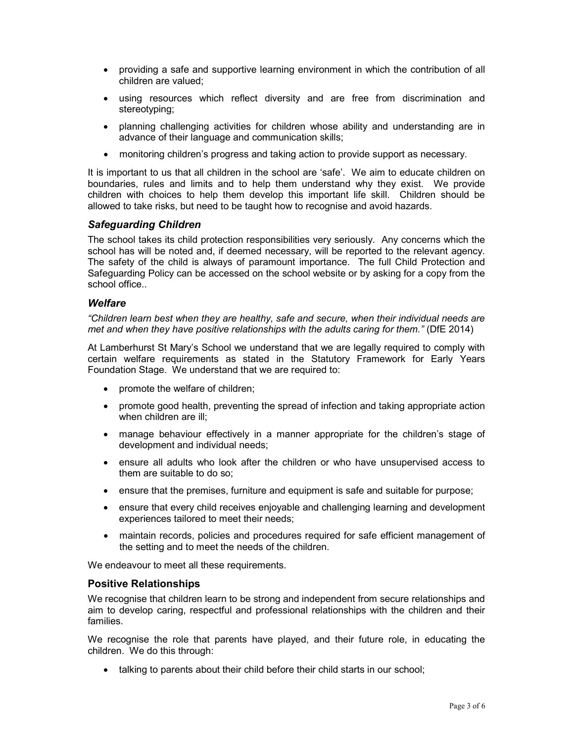- providing a safe and supportive learning environment in which the contribution of all children are valued;
- using resources which reflect diversity and are free from discrimination and stereotyping;
- planning challenging activities for children whose ability and understanding are in advance of their language and communication skills;
- monitoring children's progress and taking action to provide support as necessary.

It is important to us that all children in the school are 'safe'. We aim to educate children on boundaries, rules and limits and to help them understand why they exist. We provide children with choices to help them develop this important life skill. Children should be allowed to take risks, but need to be taught how to recognise and avoid hazards.

### *Safeguarding Children*

The school takes its child protection responsibilities very seriously. Any concerns which the school has will be noted and, if deemed necessary, will be reported to the relevant agency. The safety of the child is always of paramount importance. The full Child Protection and Safeguarding Policy can be accessed on the school website or by asking for a copy from the school office..

### *Welfare*

*"Children learn best when they are healthy, safe and secure, when their individual needs are met and when they have positive relationships with the adults caring for them."* (DfE 2014)

At Lamberhurst St Mary's School we understand that we are legally required to comply with certain welfare requirements as stated in the Statutory Framework for Early Years Foundation Stage. We understand that we are required to:

- promote the welfare of children;
- promote good health, preventing the spread of infection and taking appropriate action when children are ill;
- manage behaviour effectively in a manner appropriate for the children's stage of development and individual needs;
- ensure all adults who look after the children or who have unsupervised access to them are suitable to do so;
- ensure that the premises, furniture and equipment is safe and suitable for purpose;
- ensure that every child receives enjoyable and challenging learning and development experiences tailored to meet their needs;
- maintain records, policies and procedures required for safe efficient management of the setting and to meet the needs of the children.

We endeavour to meet all these requirements.

### Positive Relationships

We recognise that children learn to be strong and independent from secure relationships and aim to develop caring, respectful and professional relationships with the children and their families.

We recognise the role that parents have played, and their future role, in educating the children. We do this through:

- talking to parents about their child before their child starts in our school;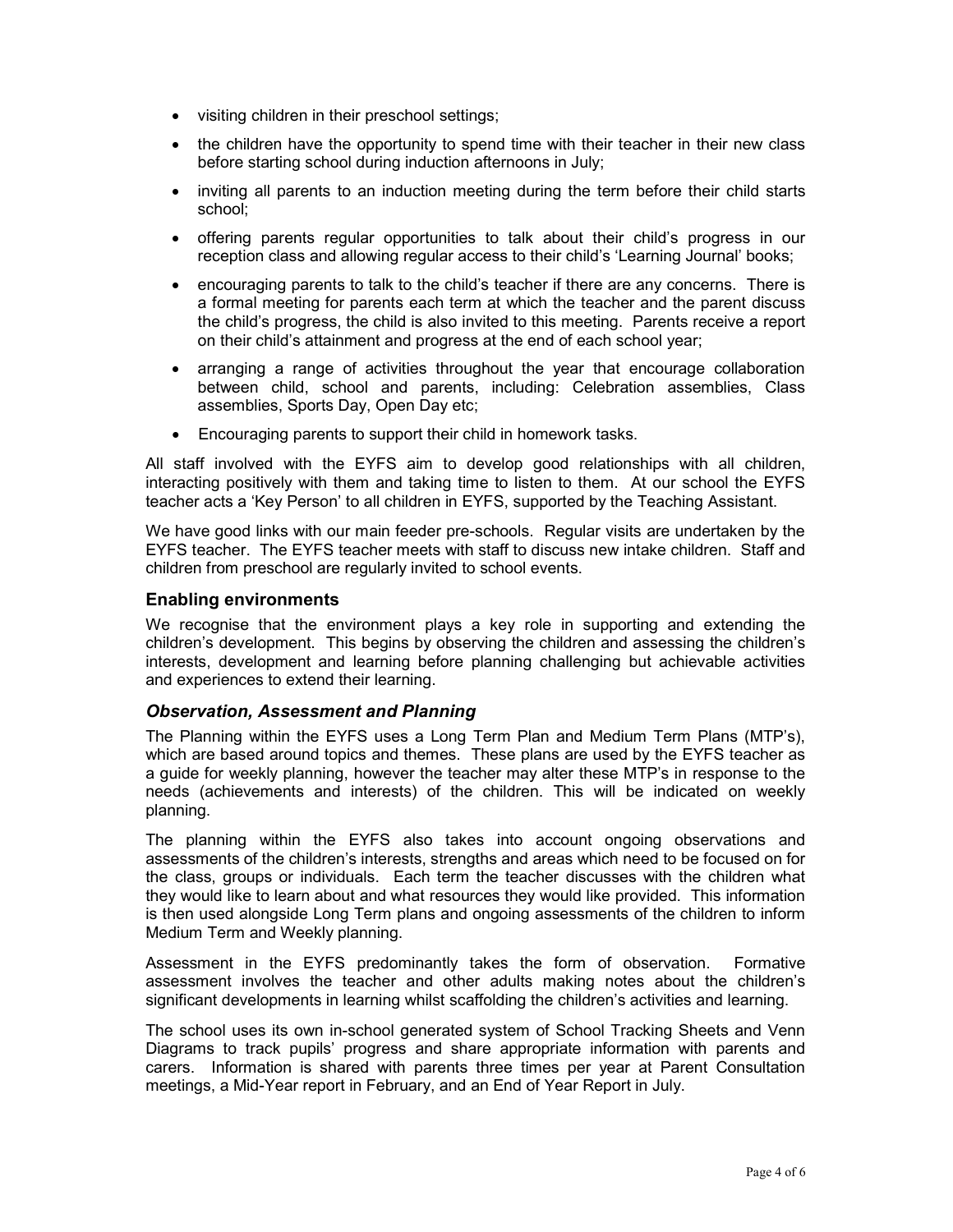- visiting children in their preschool settings;
- the children have the opportunity to spend time with their teacher in their new class before starting school during induction afternoons in July;
- inviting all parents to an induction meeting during the term before their child starts school;
- offering parents regular opportunities to talk about their child's progress in our reception class and allowing regular access to their child's 'Learning Journal' books;
- encouraging parents to talk to the child's teacher if there are any concerns. There is a formal meeting for parents each term at which the teacher and the parent discuss the child's progress, the child is also invited to this meeting. Parents receive a report on their child's attainment and progress at the end of each school year;
- arranging a range of activities throughout the year that encourage collaboration between child, school and parents, including: Celebration assemblies, Class assemblies, Sports Day, Open Day etc;
- Encouraging parents to support their child in homework tasks.

All staff involved with the EYFS aim to develop good relationships with all children, interacting positively with them and taking time to listen to them. At our school the EYFS teacher acts a 'Key Person' to all children in EYFS, supported by the Teaching Assistant.

We have good links with our main feeder pre-schools. Regular visits are undertaken by the EYFS teacher. The EYFS teacher meets with staff to discuss new intake children. Staff and children from preschool are regularly invited to school events.

## Enabling environments

We recognise that the environment plays a key role in supporting and extending the children's development. This begins by observing the children and assessing the children's interests, development and learning before planning challenging but achievable activities and experiences to extend their learning.

### *Observation, Assessment and Planning*

The Planning within the EYFS uses a Long Term Plan and Medium Term Plans (MTP's), which are based around topics and themes. These plans are used by the EYFS teacher as a guide for weekly planning, however the teacher may alter these MTP's in response to the needs (achievements and interests) of the children. This will be indicated on weekly planning.

The planning within the EYFS also takes into account ongoing observations and assessments of the children's interests, strengths and areas which need to be focused on for the class, groups or individuals. Each term the teacher discusses with the children what they would like to learn about and what resources they would like provided. This information is then used alongside Long Term plans and ongoing assessments of the children to inform Medium Term and Weekly planning.

Assessment in the EYFS predominantly takes the form of observation. Formative assessment involves the teacher and other adults making notes about the children's significant developments in learning whilst scaffolding the children's activities and learning.

The school uses its own in-school generated system of School Tracking Sheets and Venn Diagrams to track pupils' progress and share appropriate information with parents and carers. Information is shared with parents three times per year at Parent Consultation meetings, a Mid-Year report in February, and an End of Year Report in July.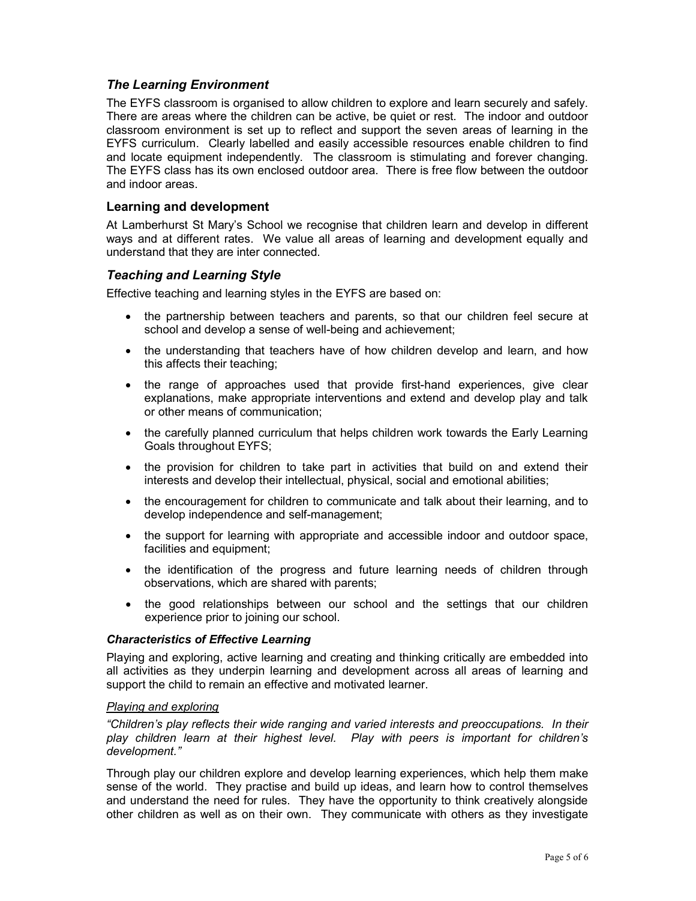### *The Learning Environment*

The EYFS classroom is organised to allow children to explore and learn securely and safely. There are areas where the children can be active, be quiet or rest. The indoor and outdoor classroom environment is set up to reflect and support the seven areas of learning in the EYFS curriculum. Clearly labelled and easily accessible resources enable children to find and locate equipment independently. The classroom is stimulating and forever changing. The EYFS class has its own enclosed outdoor area. There is free flow between the outdoor and indoor areas.

### Learning and development

At Lamberhurst St Mary's School we recognise that children learn and develop in different ways and at different rates. We value all areas of learning and development equally and understand that they are inter connected.

### *Teaching and Learning Style*

Effective teaching and learning styles in the EYFS are based on:

- the partnership between teachers and parents, so that our children feel secure at school and develop a sense of well-being and achievement;
- the understanding that teachers have of how children develop and learn, and how this affects their teaching;
- the range of approaches used that provide first-hand experiences, give clear explanations, make appropriate interventions and extend and develop play and talk or other means of communication;
- the carefully planned curriculum that helps children work towards the Early Learning Goals throughout EYFS;
- the provision for children to take part in activities that build on and extend their interests and develop their intellectual, physical, social and emotional abilities;
- the encouragement for children to communicate and talk about their learning, and to develop independence and self-management;
- the support for learning with appropriate and accessible indoor and outdoor space, facilities and equipment;
- the identification of the progress and future learning needs of children through observations, which are shared with parents;
- the good relationships between our school and the settings that our children experience prior to joining our school.

#### *Characteristics of Effective Learning*

Playing and exploring, active learning and creating and thinking critically are embedded into all activities as they underpin learning and development across all areas of learning and support the child to remain an effective and motivated learner.

*Playing and exploring*

*"Children's play reflects their wide ranging and varied interests and preoccupations. In their play children learn at their highest level. Play with peers is important for children's development."*

Through play our children explore and develop learning experiences, which help them make sense of the world. They practise and build up ideas, and learn how to control themselves and understand the need for rules. They have the opportunity to think creatively alongside other children as well as on their own. They communicate with others as they investigate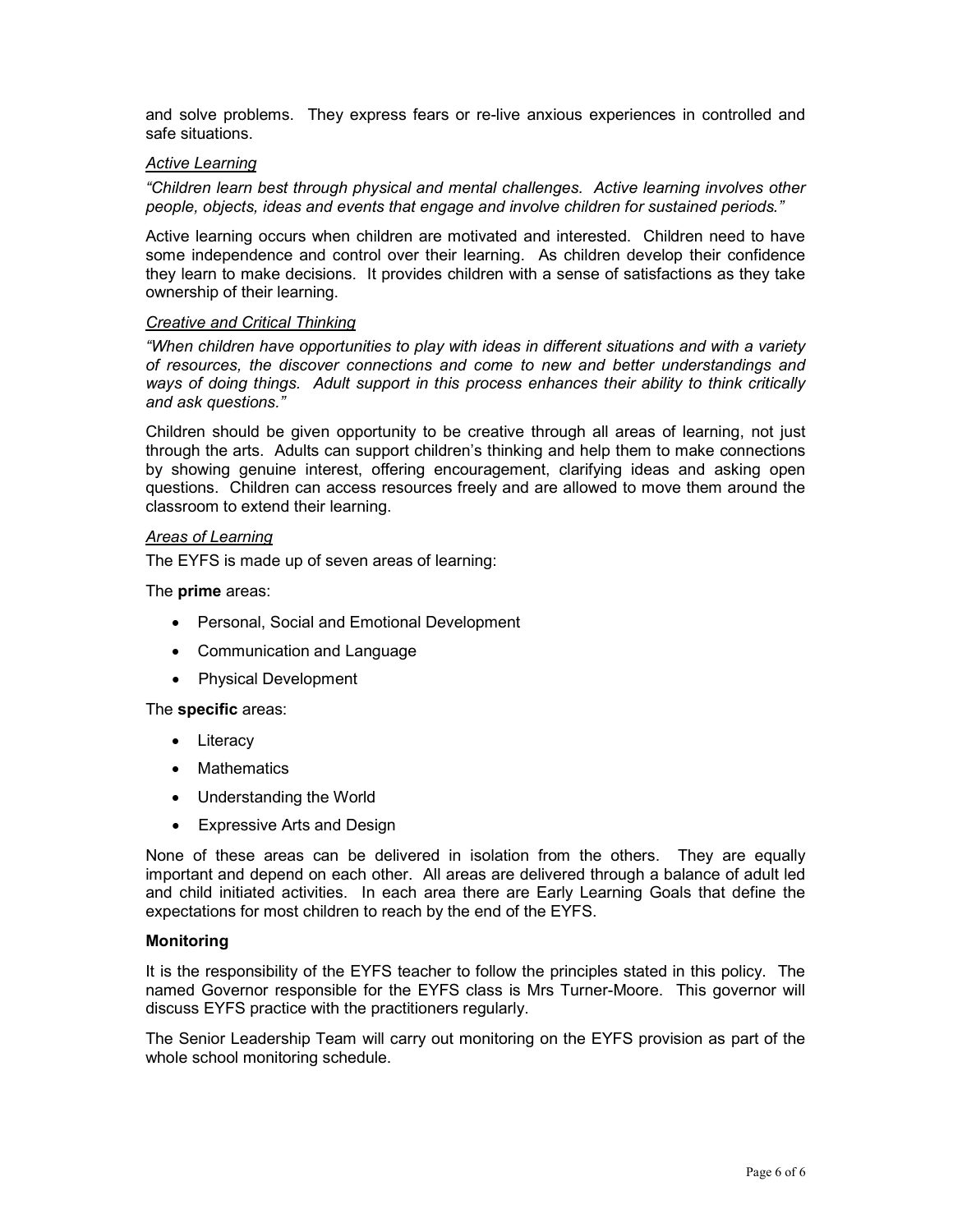and solve problems. They express fears or re-live anxious experiences in controlled and safe situations.

*Active Learning*

*"Children learn best through physical and mental challenges. Active learning involves other people, objects, ideas and events that engage and involve children for sustained periods."*

Active learning occurs when children are motivated and interested. Children need to have some independence and control over their learning. As children develop their confidence they learn to make decisions. It provides children with a sense of satisfactions as they take ownership of their learning.

*Creative and Critical Thinking*

*"When children have opportunities to play with ideas in different situations and with a variety of resources, the discover connections and come to new and better understandings and ways of doing things. Adult support in this process enhances their ability to think critically and ask questions."*

Children should be given opportunity to be creative through all areas of learning, not just through the arts. Adults can support children's thinking and help them to make connections by showing genuine interest, offering encouragement, clarifying ideas and asking open questions. Children can access resources freely and are allowed to move them around the classroom to extend their learning.

*Areas of Learning*

The EYFS is made up of seven areas of learning:

The **prime** areas:

- Personal, Social and Emotional Development
- Communication and Language
- Physical Development

The **specific** areas:

- Literacy
- Mathematics
- Understanding the World
- Expressive Arts and Design

None of these areas can be delivered in isolation from the others. They are equally important and depend on each other. All areas are delivered through a balance of adult led and child initiated activities. In each area there are Early Learning Goals that define the expectations for most children to reach by the end of the EYFS.

**Monitoring**

It is the responsibility of the EYFS teacher to follow the principles stated in this policy. The named Governor responsible for the EYFS class is Mrs Turner-Moore. This governor will discuss EYFS practice with the practitioners regularly.

The Senior Leadership Team will carry out monitoring on the EYFS provision as part of the whole school monitoring schedule.